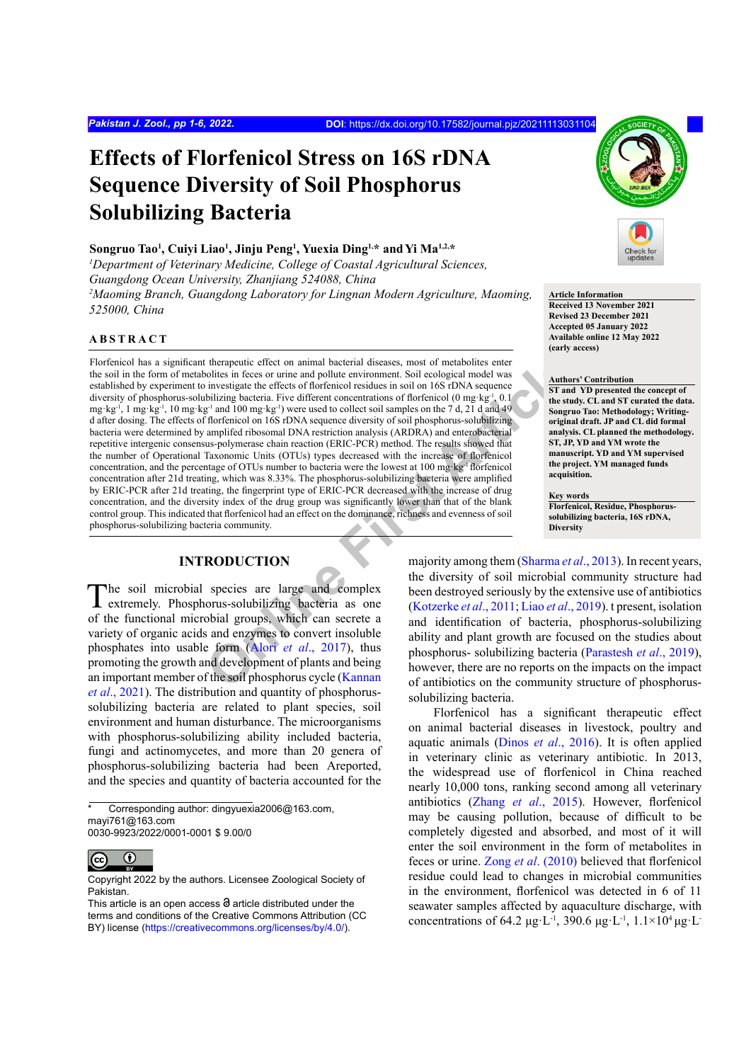# Effects of Florfenicol Stress on 16S rDNA Sequence Diversity of Soil Phosphorus Solubilizing Bacteria

**Songruo Tao[1], Cuiyi Liao[1], Jinju Peng[1], Yuexia Ding[1,*] and Yi Ma[1,2,*]**

*[1]Department of Veterinary Medicine, College of Coastal Agricultural Sciences, Guangdong Ocean University, Zhanjiang 524088, China*

*[2]Maoming Branch, Guangdong Laboratory for Lingnan Modern Agriculture, Maoming, 525000, China*

**Article Information**
Received 13 November 2021
Revised 23 December 2021
Accepted 05 January 2022
Available online 12 May 2022
(early access)

**Authors' Contribution**
ST and YD presented the concept of the study. CL and ST curated the data. Songruo Tao: Methodology; Writing-original draft. JP and CL did formal analysis. CL planned the methodology. ST, JP, YD and YM wrote the manuscript. YD and YM supervised the project. YM managed funds acquisition.

**Key words**
Florfenicol, Residue, Phosphorus-solubilizing bacteria, 16S rDNA, Diversity

## ABSTRACT

Florfenicol has a significant therapeutic effect on animal bacterial diseases, most of metabolites enter the soil in the form of metabolites in feces or urine and pollute environment. Soil ecological model was established by experiment to investigate the effects of florfenicol residues in soil on 16S rDNA sequence diversity of phosphorus-solubilizing bacteria. Five different concentrations of florfenicol (0 mg·kg$^{-1}$, 0.1 mg·kg$^{-1}$, 1 mg·kg$^{-1}$, 10 mg·kg$^{-1}$ and 100 mg·kg$^{-1}$) were used to collect soil samples on the 7 d, 21 d and 49 d after dosing. The effects of florfenicol on 16S rDNA sequence diversity of soil phosphorus-solubilizing bacteria were determined by amplifed ribosomal DNA restriction analysis (ARDRA) and enterobacterial repetitive intergenic consensus-polymerase chain reaction (ERIC-PCR) method. The results showed that the number of Operational Taxonomic Units (OTUs) types decreased with the increase of florfenicol concentration, and the percentage of OTUs number to bacteria were the lowest at 100 mg·kg$^{-1}$ florfenicol concentration after 21d treating, which was 8.33%. The phosphorus-solubilizing bacteria were amplified by ERIC-PCR after 21d treating, the fingerprint type of ERIC-PCR decreased with the increase of drug concentration, and the diversity index of the drug group was significantly lower than that of the blank control group. This indicated that florfenicol had an effect on the dominance, richness and evenness of soil phosphorus-solubilizing bacteria community.

## INTRODUCTION

The soil microbial species are large and complex extremely. Phosphorus-solubilizing bacteria as one of the functional microbial groups, which can secrete a variety of organic acids and enzymes to convert insoluble phosphates into usable form (Alori *et al*., 2017), thus promoting the growth and development of plants and being an important member of the soil phosphorus cycle (Kannan *et al*., 2021). The distribution and quantity of phosphorus-solubilizing bacteria are related to plant species, soil environment and human disturbance. The microorganisms with phosphorus-solubilizing ability included bacteria, fungi and actinomycetes, and more than 20 genera of phosphorus-solubilizing bacteria had been Areported, and the species and quantity of bacteria accounted for the majority among them (Sharma *et al*., 2013). In recent years, the diversity of soil microbial community structure had been destroyed seriously by the extensive use of antibiotics (Kotzerke *et al*., 2011; Liao *et al*., 2019). t present, isolation and identification of bacteria, phosphorus-solubilizing ability and plant growth are focused on the studies about phosphorus- solubilizing bacteria (Parastesh *et al*., 2019), however, there are no reports on the impacts on the impact of antibiotics on the community structure of phosphorus-solubilizing bacteria.

Florfenicol has a significant therapeutic effect on animal bacterial diseases in livestock, poultry and aquatic animals (Dinos *et al*., 2016). It is often applied in veterinary clinic as veterinary antibiotic. In 2013, the widespread use of florfenicol in China reached nearly 10,000 tons, ranking second among all veterinary antibiotics (Zhang *et al*., 2015). However, florfenicol may be causing pollution, because of difficult to be completely digested and absorbed, and most of it will enter the soil environment in the form of metabolites in feces or urine. Zong *et al*. (2010) believed that florfenicol residue could lead to changes in microbial communities in the environment, florfenicol was detected in 6 of 11 seawater samples affected by aquaculture discharge, with concentrations of 64.2 μg·L$^{-1}$, 390.6 μg·L$^{-1}$, $1.1{\times}10^{4}$ μg·L$^{-}$

---

* Corresponding author: dingyuexia2006@163.com, mayi761@163.com
0030-9923/2022/0001-0001 $ 9.00/0

Copyright 2022 by the authors. Licensee Zoological Society of Pakistan.
This article is an open access article distributed under the terms and conditions of the Creative Commons Attribution (CC BY) license (https://creativecommons.org/licenses/by/4.0/).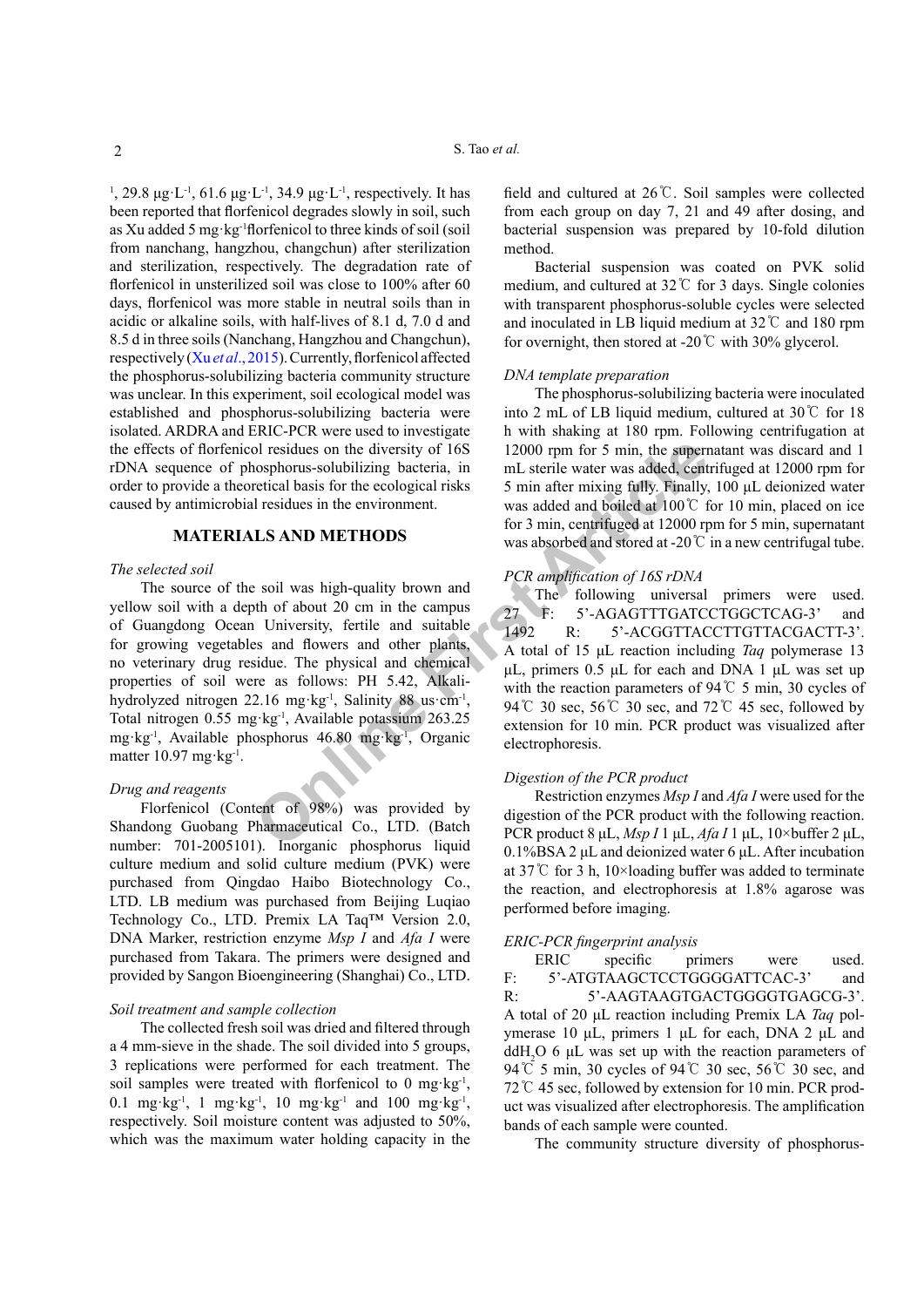$^{1}$, 29.8 μg·L$^{-1}$, 61.6 μg·L$^{-1}$, 34.9 μg·L$^{-1}$, respectively. It has been reported that florfenicol degrades slowly in soil, such as Xu added 5 mg·kg$^{-1}$florfenicol to three kinds of soil (soil from nanchang, hangzhou, changchun) after sterilization and sterilization, respectively. The degradation rate of florfenicol in unsterilized soil was close to 100% after 60 days, florfenicol was more stable in neutral soils than in acidic or alkaline soils, with half-lives of 8.1 d, 7.0 d and 8.5 d in three soils (Nanchang, Hangzhou and Changchun), respectively (Xu *et al*., 2015). Currently, florfenicol affected the phosphorus-solubilizing bacteria community structure was unclear. In this experiment, soil ecological model was established and phosphorus-solubilizing bacteria were isolated. ARDRA and ERIC-PCR were used to investigate the effects of florfenicol residues on the diversity of 16S rDNA sequence of phosphorus-solubilizing bacteria, in order to provide a theoretical basis for the ecological risks caused by antimicrobial residues in the environment.

## MATERIALS AND METHODS

### *The selected soil*

The source of the soil was high-quality brown and yellow soil with a depth of about 20 cm in the campus of Guangdong Ocean University, fertile and suitable for growing vegetables and flowers and other plants, no veterinary drug residue. The physical and chemical properties of soil were as follows: PH 5.42, Alkali-hydrolyzed nitrogen 22.16 mg·kg$^{-1}$, Salinity 88 us·cm$^{-1}$, Total nitrogen 0.55 mg·kg$^{-1}$, Available potassium 263.25 mg·kg$^{-1}$, Available phosphorus 46.80 mg·kg$^{-1}$, Organic matter 10.97 mg·kg$^{-1}$.

### *Drug and reagents*

Florfenicol (Content of 98%) was provided by Shandong Guobang Pharmaceutical Co., LTD. (Batch number: 701-2005101). Inorganic phosphorus liquid culture medium and solid culture medium (PVK) were purchased from Qingdao Haibo Biotechnology Co., LTD. LB medium was purchased from Beijing Luqiao Technology Co., LTD. Premix LA Taq™ Version 2.0, DNA Marker, restriction enzyme *Msp I* and *Afa I* were purchased from Takara. The primers were designed and provided by Sangon Bioengineering (Shanghai) Co., LTD.

### *Soil treatment and sample collection*

The collected fresh soil was dried and filtered through a 4 mm-sieve in the shade. The soil divided into 5 groups, 3 replications were performed for each treatment. The soil samples were treated with florfenicol to 0 mg·kg$^{-1}$, 0.1 mg·kg$^{-1}$, 1 mg·kg$^{-1}$, 10 mg·kg$^{-1}$ and 100 mg·kg$^{-1}$, respectively. Soil moisture content was adjusted to 50%, which was the maximum water holding capacity in the field and cultured at 26℃. Soil samples were collected from each group on day 7, 21 and 49 after dosing, and bacterial suspension was prepared by 10-fold dilution method.

Bacterial suspension was coated on PVK solid medium, and cultured at 32℃ for 3 days. Single colonies with transparent phosphorus-soluble cycles were selected and inoculated in LB liquid medium at 32℃ and 180 rpm for overnight, then stored at -20℃ with 30% glycerol.

### *DNA template preparation*

The phosphorus-solubilizing bacteria were inoculated into 2 mL of LB liquid medium, cultured at 30℃ for 18 h with shaking at 180 rpm. Following centrifugation at 12000 rpm for 5 min, the supernatant was discard and 1 mL sterile water was added, centrifuged at 12000 rpm for 5 min after mixing fully. Finally, 100 μL deionized water was added and boiled at 100℃ for 10 min, placed on ice for 3 min, centrifuged at 12000 rpm for 5 min, supernatant was absorbed and stored at -20℃ in a new centrifugal tube.

### *PCR amplification of 16S rDNA*

The following universal primers were used. 27 F: 5'-AGAGTTTGATCCTGGCTCAG-3' and 1492 R: 5'-ACGGTTACCTTGTTACGACTT-3'. A total of 15 μL reaction including *Taq* polymerase 13 μL, primers 0.5 μL for each and DNA 1 μL was set up with the reaction parameters of 94℃ 5 min, 30 cycles of 94℃ 30 sec, 56℃ 30 sec, and 72℃ 45 sec, followed by extension for 10 min. PCR product was visualized after electrophoresis.

### *Digestion of the PCR product*

Restriction enzymes *Msp I* and *Afa I* were used for the digestion of the PCR product with the following reaction. PCR product 8 μL, *Msp I* 1 μL, *Afa I* 1 μL, 10×buffer 2 μL, 0.1%BSA 2 μL and deionized water 6 μL. After incubation at 37℃ for 3 h, 10×loading buffer was added to terminate the reaction, and electrophoresis at 1.8% agarose was performed before imaging.

### *ERIC-PCR fingerprint analysis*

ERIC specific primers were used. F: 5'-ATGTAAGCTCCTGGGGATTCAC-3' and R: 5'-AAGTAAGTGACTGGGGTGAGCG-3'. A total of 20 μL reaction including Premix LA *Taq* polymerase 10 μL, primers 1 μL for each, DNA 2 μL and $ddH_2O$ 6 μL was set up with the reaction parameters of 94℃ 5 min, 30 cycles of 94℃ 30 sec, 56℃ 30 sec, and 72℃ 45 sec, followed by extension for 10 min. PCR product was visualized after electrophoresis. The amplification bands of each sample were counted.

The community structure diversity of phosphorus-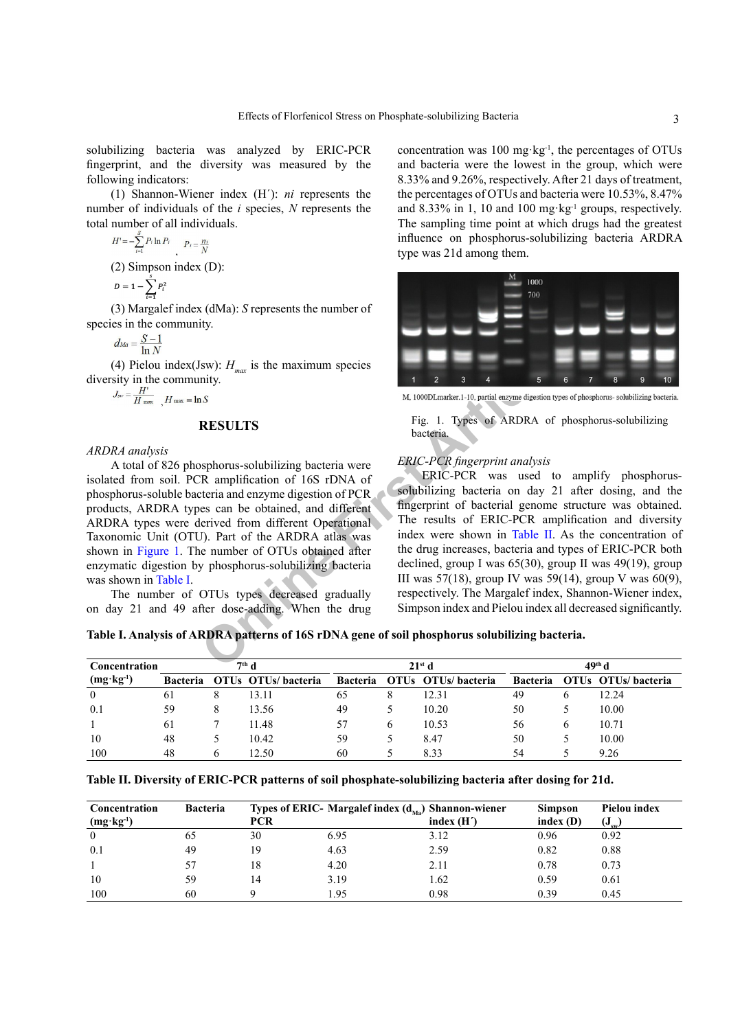solubilizing bacteria was analyzed by ERIC-PCR fingerprint, and the diversity was measured by the following indicators:

(1) Shannon-Wiener index (H´): *ni* represents the number of individuals of the *i* species, *N* represents the total number of all individuals.

$$H' = -\sum_{i=1}^{S} P_i \ln P_i \quad , \quad P_i = \frac{n_i}{N}$$

(2) Simpson index (D):

$$D = 1 - \sum_{i=1}^{s} P_i^2$$

(3) Margalef index (dMa): *S* represents the number of species in the community.

$$d_{Ma} = \frac{S-1}{\ln N}$$

(4) Pielou index(Jsw): $H_{max}$ is the maximum species diversity in the community.

$$J_{sw} = \frac{H'}{H_{max}} \quad , H_{max} = \ln S$$

## RESULTS

*ARDRA analysis*

A total of 826 phosphorus-solubilizing bacteria were isolated from soil. PCR amplification of 16S rDNA of phosphorus-soluble bacteria and enzyme digestion of PCR products, ARDRA types can be obtained, and different ARDRA types were derived from different Operational Taxonomic Unit (OTU). Part of the ARDRA atlas was shown in Figure 1. The number of OTUs obtained after enzymatic digestion by phosphorus-solubilizing bacteria was shown in Table I.

The number of OTUs types decreased gradually on day 21 and 49 after dose-adding. When the drug concentration was 100 mg·kg$^{-1}$, the percentages of OTUs and bacteria were the lowest in the group, which were 8.33% and 9.26%, respectively. After 21 days of treatment, the percentages of OTUs and bacteria were 10.53%, 8.47% and 8.33% in 1, 10 and 100 mg·kg$^{-1}$ groups, respectively. The sampling time point at which drugs had the greatest influence on phosphorus-solubilizing bacteria ARDRA type was 21d among them.

M, 1000DLmarker.1-10, partial enzyme digestion types of phosphorus- solubilizing bacteria.

Fig. 1. Types of ARDRA of phosphorus-solubilizing bacteria.

*ERIC-PCR fingerprint analysis*

ERIC-PCR was used to amplify phosphorus-solubilizing bacteria on day 21 after dosing, and the fingerprint of bacterial genome structure was obtained. The results of ERIC-PCR amplification and diversity index were shown in Table II. As the concentration of the drug increases, bacteria and types of ERIC-PCR both declined, group I was 65(30), group II was 49(19), group III was 57(18), group IV was 59(14), group V was 60(9), respectively. The Margalef index, Shannon-Wiener index, Simpson index and Pielou index all decreased significantly.

**Table I. Analysis of ARDRA patterns of 16S rDNA gene of soil phosphorus solubilizing bacteria.**

| Concentration (mg·kg$^{-1}$) | 7$^{th}$ d | | | 21$^{st}$ d | | | 49$^{th}$ d | | |
|---|---|---|---|---|---|---|---|---|---|
| | Bacteria | OTUs | OTUs/ bacteria | Bacteria | OTUs | OTUs/ bacteria | Bacteria | OTUs | OTUs/ bacteria |
| 0 | 61 | 8 | 13.11 | 65 | 8 | 12.31 | 49 | 6 | 12.24 |
| 0.1 | 59 | 8 | 13.56 | 49 | 5 | 10.20 | 50 | 5 | 10.00 |
| 1 | 61 | 7 | 11.48 | 57 | 6 | 10.53 | 56 | 6 | 10.71 |
| 10 | 48 | 5 | 10.42 | 59 | 5 | 8.47 | 50 | 5 | 10.00 |
| 100 | 48 | 6 | 12.50 | 60 | 5 | 8.33 | 54 | 5 | 9.26 |

**Table II. Diversity of ERIC-PCR patterns of soil phosphate-solubilizing bacteria after dosing for 21d.**

| Concentration (mg·kg$^{-1}$) | Bacteria | Types of ERIC-PCR | Margalef index ($d_{Ma}$) | Shannon-wiener index (H´) | Simpson index (D) | Pielou index ($J_{sw}$) |
|---|---|---|---|---|---|---|
| 0 | 65 | 30 | 6.95 | 3.12 | 0.96 | 0.92 |
| 0.1 | 49 | 19 | 4.63 | 2.59 | 0.82 | 0.88 |
| 1 | 57 | 18 | 4.20 | 2.11 | 0.78 | 0.73 |
| 10 | 59 | 14 | 3.19 | 1.62 | 0.59 | 0.61 |
| 100 | 60 | 9 | 1.95 | 0.98 | 0.39 | 0.45 |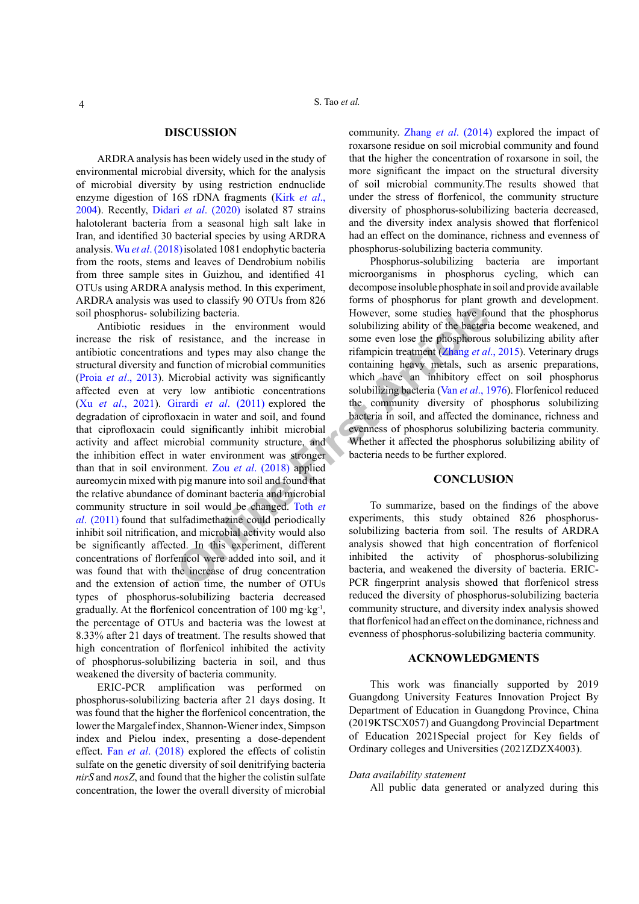## DISCUSSION

ARDRA analysis has been widely used in the study of environmental microbial diversity, which for the analysis of microbial diversity by using restriction endnuclide enzyme digestion of 16S rDNA fragments (Kirk *et al*., 2004). Recently, Didari *et al*. (2020) isolated 87 strains halotolerant bacteria from a seasonal high salt lake in Iran, and identified 30 bacterial species by using ARDRA analysis. Wu *et al*. (2018) isolated 1081 endophytic bacteria from the roots, stems and leaves of Dendrobium nobilis from three sample sites in Guizhou, and identified 41 OTUs using ARDRA analysis method. In this experiment, ARDRA analysis was used to classify 90 OTUs from 826 soil phosphorus- solubilizing bacteria.

Antibiotic residues in the environment would increase the risk of resistance, and the increase in antibiotic concentrations and types may also change the structural diversity and function of microbial communities (Proia *et al*., 2013). Microbial activity was significantly affected even at very low antibiotic concentrations (Xu *et al*., 2021). Girardi *et al*. (2011) explored the degradation of ciprofloxacin in water and soil, and found that ciprofloxacin could significantly inhibit microbial activity and affect microbial community structure, and the inhibition effect in water environment was stronger than that in soil environment. Zou *et al*. (2018) applied aureomycin mixed with pig manure into soil and found that the relative abundance of dominant bacteria and microbial community structure in soil would be changed. Toth *et al*. (2011) found that sulfadimethazine could periodically inhibit soil nitrification, and microbial activity would also be significantly affected. In this experiment, different concentrations of florfenicol were added into soil, and it was found that with the increase of drug concentration and the extension of action time, the number of OTUs types of phosphorus-solubilizing bacteria decreased gradually. At the florfenicol concentration of 100 mg·kg$^{-1}$, the percentage of OTUs and bacteria was the lowest at 8.33% after 21 days of treatment. The results showed that high concentration of florfenicol inhibited the activity of phosphorus-solubilizing bacteria in soil, and thus weakened the diversity of bacteria community.

ERIC-PCR amplification was performed on phosphorus-solubilizing bacteria after 21 days dosing. It was found that the higher the florfenicol concentration, the lower the Margalef index, Shannon-Wiener index, Simpson index and Pielou index, presenting a dose-dependent effect. Fan *et al*. (2018) explored the effects of colistin sulfate on the genetic diversity of soil denitrifying bacteria *nirS* and *nosZ*, and found that the higher the colistin sulfate concentration, the lower the overall diversity of microbial community. Zhang *et al*. (2014) explored the impact of roxarsone residue on soil microbial community and found that the higher the concentration of roxarsone in soil, the more significant the impact on the structural diversity of soil microbial community.The results showed that under the stress of florfenicol, the community structure diversity of phosphorus-solubilizing bacteria decreased, and the diversity index analysis showed that florfenicol had an effect on the dominance, richness and evenness of phosphorus-solubilizing bacteria community.

Phosphorus-solubilizing bacteria are important microorganisms in phosphorus cycling, which can decompose insoluble phosphate in soil and provide available forms of phosphorus for plant growth and development. However, some studies have found that the phosphorus solubilizing ability of the bacteria become weakened, and some even lose the phosphorous solubilizing ability after rifampicin treatment (Zhang *et al*., 2015). Veterinary drugs containing heavy metals, such as arsenic preparations, which have an inhibitory effect on soil phosphorus solubilizing bacteria (Van *et al*., 1976). Florfenicol reduced the community diversity of phosphorus solubilizing bacteria in soil, and affected the dominance, richness and evenness of phosphorus solubilizing bacteria community. Whether it affected the phosphorus solubilizing ability of bacteria needs to be further explored.

## CONCLUSION

To summarize, based on the findings of the above experiments, this study obtained 826 phosphorus-solubilizing bacteria from soil. The results of ARDRA analysis showed that high concentration of florfenicol inhibited the activity of phosphorus-solubilizing bacteria, and weakened the diversity of bacteria. ERIC-PCR fingerprint analysis showed that florfenicol stress reduced the diversity of phosphorus-solubilizing bacteria community structure, and diversity index analysis showed that florfenicol had an effect on the dominance, richness and evenness of phosphorus-solubilizing bacteria community.

## ACKNOWLEDGMENTS

This work was financially supported by 2019 Guangdong University Features Innovation Project By Department of Education in Guangdong Province, China (2019KTSCX057) and Guangdong Provincial Department of Education 2021Special project for Key fields of Ordinary colleges and Universities (2021ZDZX4003).

*Data availability statement*

All public data generated or analyzed during this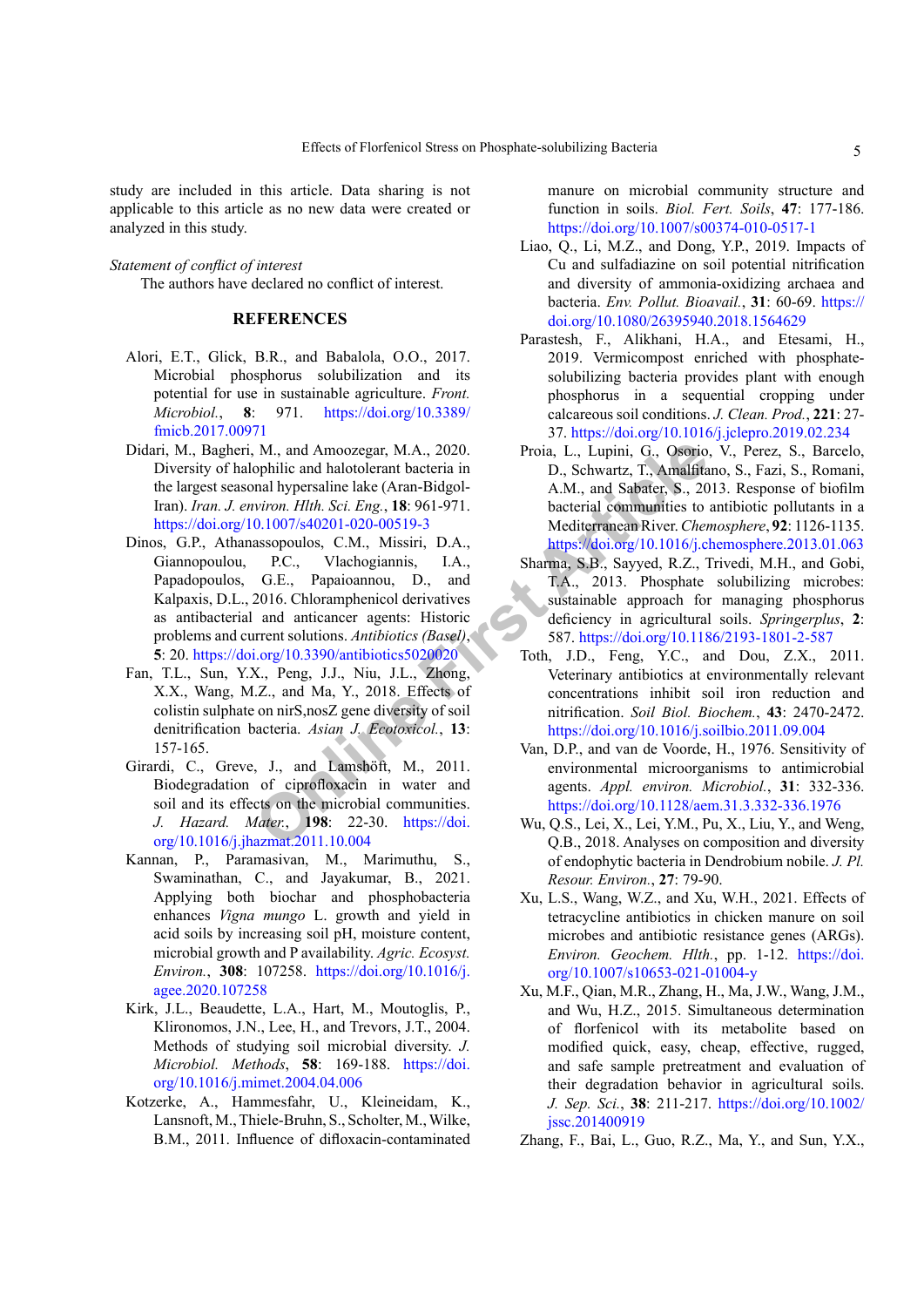study are included in this article. Data sharing is not applicable to this article as no new data were created or analyzed in this study.

*Statement of conflict of interest*

The authors have declared no conflict of interest.

## REFERENCES

Alori, E.T., Glick, B.R., and Babalola, O.O., 2017. Microbial phosphorus solubilization and its potential for use in sustainable agriculture. *Front. Microbiol.*, **8**: 971. https://doi.org/10.3389/fmicb.2017.00971

Didari, M., Bagheri, M., and Amoozegar, M.A., 2020. Diversity of halophilic and halotolerant bacteria in the largest seasonal hypersaline lake (Aran-Bidgol-Iran). *Iran. J. environ. Hlth. Sci. Eng.*, **18**: 961-971. https://doi.org/10.1007/s40201-020-00519-3

Dinos, G.P., Athanassopoulos, C.M., Missiri, D.A., Giannopoulou, P.C., Vlachogiannis, I.A., Papadopoulos, G.E., Papaioannou, D., and Kalpaxis, D.L., 2016. Chloramphenicol derivatives as antibacterial and anticancer agents: Historic problems and current solutions. *Antibiotics (Basel)*, **5**: 20. https://doi.org/10.3390/antibiotics5020020

Fan, T.L., Sun, Y.X., Peng, J.J., Niu, J.L., Zhong, X.X., Wang, M.Z., and Ma, Y., 2018. Effects of colistin sulphate on nirS,nosZ gene diversity of soil denitrification bacteria. *Asian J. Ecotoxicol.*, **13**: 157-165.

Girardi, C., Greve, J., and Lamshöft, M., 2011. Biodegradation of ciprofloxacin in water and soil and its effects on the microbial communities. *J. Hazard. Mater.*, **198**: 22-30. https://doi.org/10.1016/j.jhazmat.2011.10.004

Kannan, P., Paramasivan, M., Marimuthu, S., Swaminathan, C., and Jayakumar, B., 2021. Applying both biochar and phosphobacteria enhances *Vigna mungo* L. growth and yield in acid soils by increasing soil pH, moisture content, microbial growth and P availability. *Agric. Ecosyst. Environ.*, **308**: 107258. https://doi.org/10.1016/j.agee.2020.107258

Kirk, J.L., Beaudette, L.A., Hart, M., Moutoglis, P., Klironomos, J.N., Lee, H., and Trevors, J.T., 2004. Methods of studying soil microbial diversity. *J. Microbiol. Methods*, **58**: 169-188. https://doi.org/10.1016/j.mimet.2004.04.006

Kotzerke, A., Hammesfahr, U., Kleineidam, K., Lansnoft, M., Thiele-Bruhn, S., Scholter, M., Wilke, B.M., 2011. Influence of difloxacin-contaminated manure on microbial community structure and function in soils. *Biol. Fert. Soils*, **47**: 177-186. https://doi.org/10.1007/s00374-010-0517-1

Liao, Q., Li, M.Z., and Dong, Y.P., 2019. Impacts of Cu and sulfadiazine on soil potential nitrification and diversity of ammonia-oxidizing archaea and bacteria. *Env. Pollut. Bioavail.*, **31**: 60-69. https://doi.org/10.1080/26395940.2018.1564629

Parastesh, F., Alikhani, H.A., and Etesami, H., 2019. Vermicompost enriched with phosphate-solubilizing bacteria provides plant with enough phosphorus in a sequential cropping under calcareous soil conditions. *J. Clean. Prod.*, **221**: 27-37. https://doi.org/10.1016/j.jclepro.2019.02.234

Proia, L., Lupini, G., Osorio, V., Perez, S., Barcelo, D., Schwartz, T., Amalfitano, S., Fazi, S., Romani, A.M., and Sabater, S., 2013. Response of biofilm bacterial communities to antibiotic pollutants in a Mediterranean River. *Chemosphere*, **92**: 1126-1135. https://doi.org/10.1016/j.chemosphere.2013.01.063

Sharma, S.B., Sayyed, R.Z., Trivedi, M.H., and Gobi, T.A., 2013. Phosphate solubilizing microbes: sustainable approach for managing phosphorus deficiency in agricultural soils. *Springerplus*, **2**: 587. https://doi.org/10.1186/2193-1801-2-587

Toth, J.D., Feng, Y.C., and Dou, Z.X., 2011. Veterinary antibiotics at environmentally relevant concentrations inhibit soil iron reduction and nitrification. *Soil Biol. Biochem.*, **43**: 2470-2472. https://doi.org/10.1016/j.soilbio.2011.09.004

Van, D.P., and van de Voorde, H., 1976. Sensitivity of environmental microorganisms to antimicrobial agents. *Appl. environ. Microbiol.*, **31**: 332-336. https://doi.org/10.1128/aem.31.3.332-336.1976

Wu, Q.S., Lei, X., Lei, Y.M., Pu, X., Liu, Y., and Weng, Q.B., 2018. Analyses on composition and diversity of endophytic bacteria in Dendrobium nobile. *J. Pl. Resour. Environ.*, **27**: 79-90.

Xu, L.S., Wang, W.Z., and Xu, W.H., 2021. Effects of tetracycline antibiotics in chicken manure on soil microbes and antibiotic resistance genes (ARGs). *Environ. Geochem. Hlth.*, pp. 1-12. https://doi.org/10.1007/s10653-021-01004-y

Xu, M.F., Qian, M.R., Zhang, H., Ma, J.W., Wang, J.M., and Wu, H.Z., 2015. Simultaneous determination of florfenicol with its metabolite based on modified quick, easy, cheap, effective, rugged, and safe sample pretreatment and evaluation of their degradation behavior in agricultural soils. *J. Sep. Sci.*, **38**: 211-217. https://doi.org/10.1002/jssc.201400919

Zhang, F., Bai, L., Guo, R.Z., Ma, Y., and Sun, Y.X.,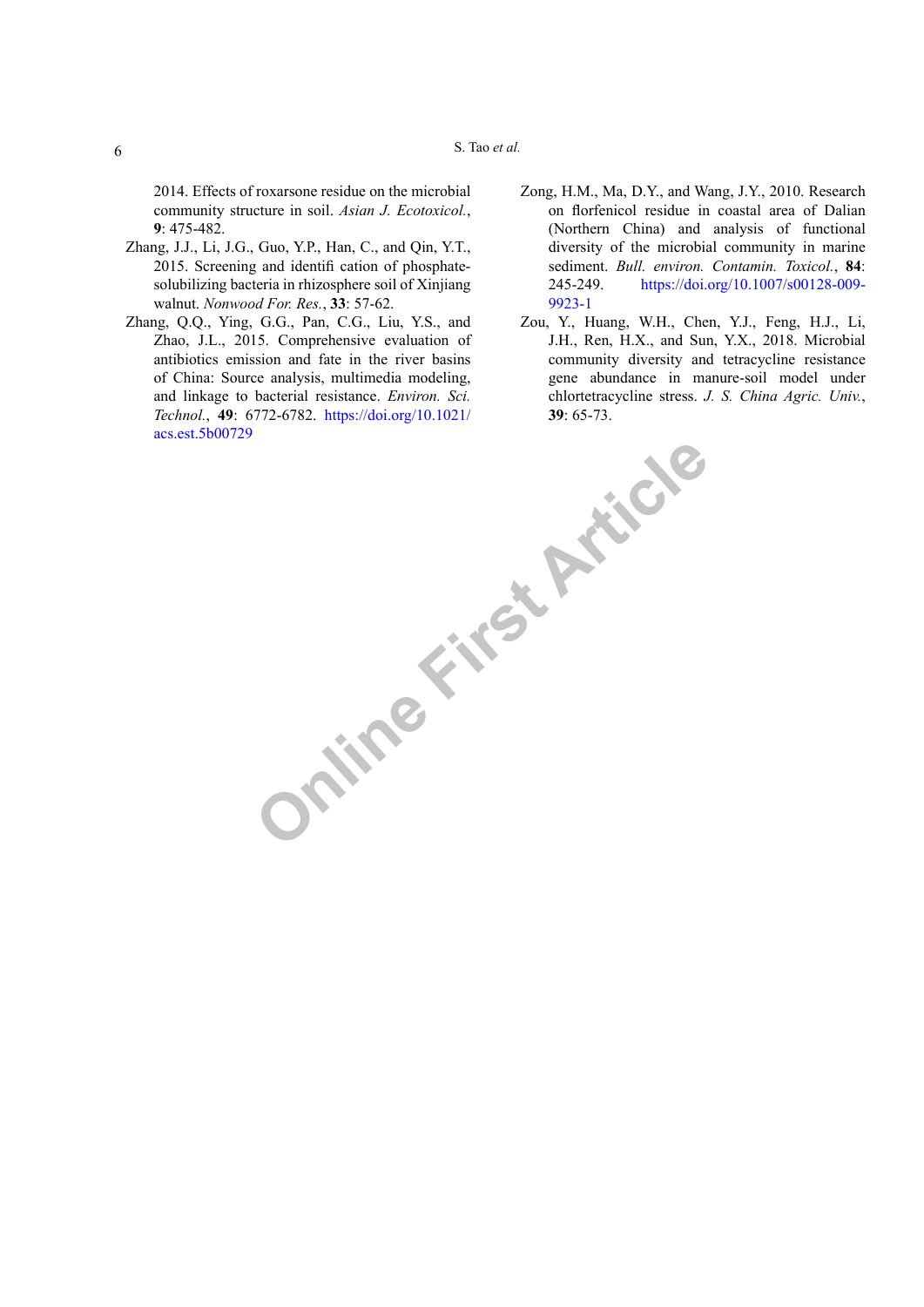2014. Effects of roxarsone residue on the microbial community structure in soil. *Asian J. Ecotoxicol.*, **9**: 475-482.

Zhang, J.J., Li, J.G., Guo, Y.P., Han, C., and Qin, Y.T., 2015. Screening and identifi cation of phosphate-solubilizing bacteria in rhizosphere soil of Xinjiang walnut. *Nonwood For. Res.*, **33**: 57-62.

Zhang, Q.Q., Ying, G.G., Pan, C.G., Liu, Y.S., and Zhao, J.L., 2015. Comprehensive evaluation of antibiotics emission and fate in the river basins of China: Source analysis, multimedia modeling, and linkage to bacterial resistance. *Environ. Sci. Technol.*, **49**: 6772-6782. https://doi.org/10.1021/acs.est.5b00729

Zong, H.M., Ma, D.Y., and Wang, J.Y., 2010. Research on florfenicol residue in coastal area of Dalian (Northern China) and analysis of functional diversity of the microbial community in marine sediment. *Bull. environ. Contamin. Toxicol.*, **84**: 245-249. https://doi.org/10.1007/s00128-009-9923-1

Zou, Y., Huang, W.H., Chen, Y.J., Feng, H.J., Li, J.H., Ren, H.X., and Sun, Y.X., 2018. Microbial community diversity and tetracycline resistance gene abundance in manure-soil model under chlortetracycline stress. *J. S. China Agric. Univ.*, **39**: 65-73.